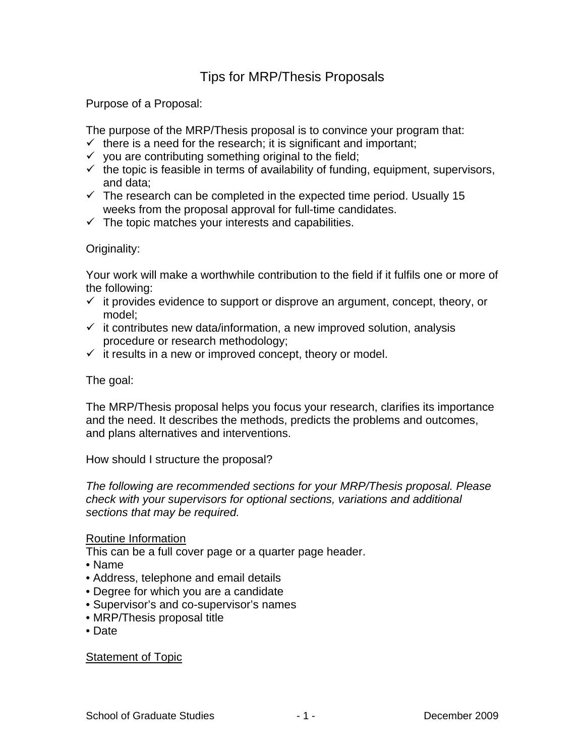# Tips for MRP/Thesis Proposals

Purpose of a Proposal:

The purpose of the MRP/Thesis proposal is to convince your program that:

- ✓ there is a need for the research; it is significant and important;
- ✓ you are contributing something original to the field;
- ✓ the topic is feasible in terms of availability of funding, equipment, supervisors, and data;
- ✓ The research can be completed in the expected time period. Usually 15 weeks from the proposal approval for full-time candidates.
- ✓ The topic matches your interests and capabilities.

Originality:

Your work will make a worthwhile contribution to the field if it fulfils one or more of the following:

- ✓ it provides evidence to support or disprove an argument, concept, theory, or model;
- ✓ it contributes new data/information, a new improved solution, analysis procedure or research methodology;
- ✓ it results in a new or improved concept, theory or model.

The goal:

The MRP/Thesis proposal helps you focus your research, clarifies its importance and the need. It describes the methods, predicts the problems and outcomes, and plans alternatives and interventions.

How should I structure the proposal?

*The following are recommended sections for your MRP/Thesis proposal. Please check with your supervisors for optional sections, variations and additional sections that may be required.*

<u>Routine Information</u>

This can be a full cover page or a quarter page header.

- Name
- Address, telephone and email details
- Degree for which you are a candidate
- Supervisor's and co-supervisor's names
- MRP/Thesis proposal title
- Date

<u>Statement of Topic</u>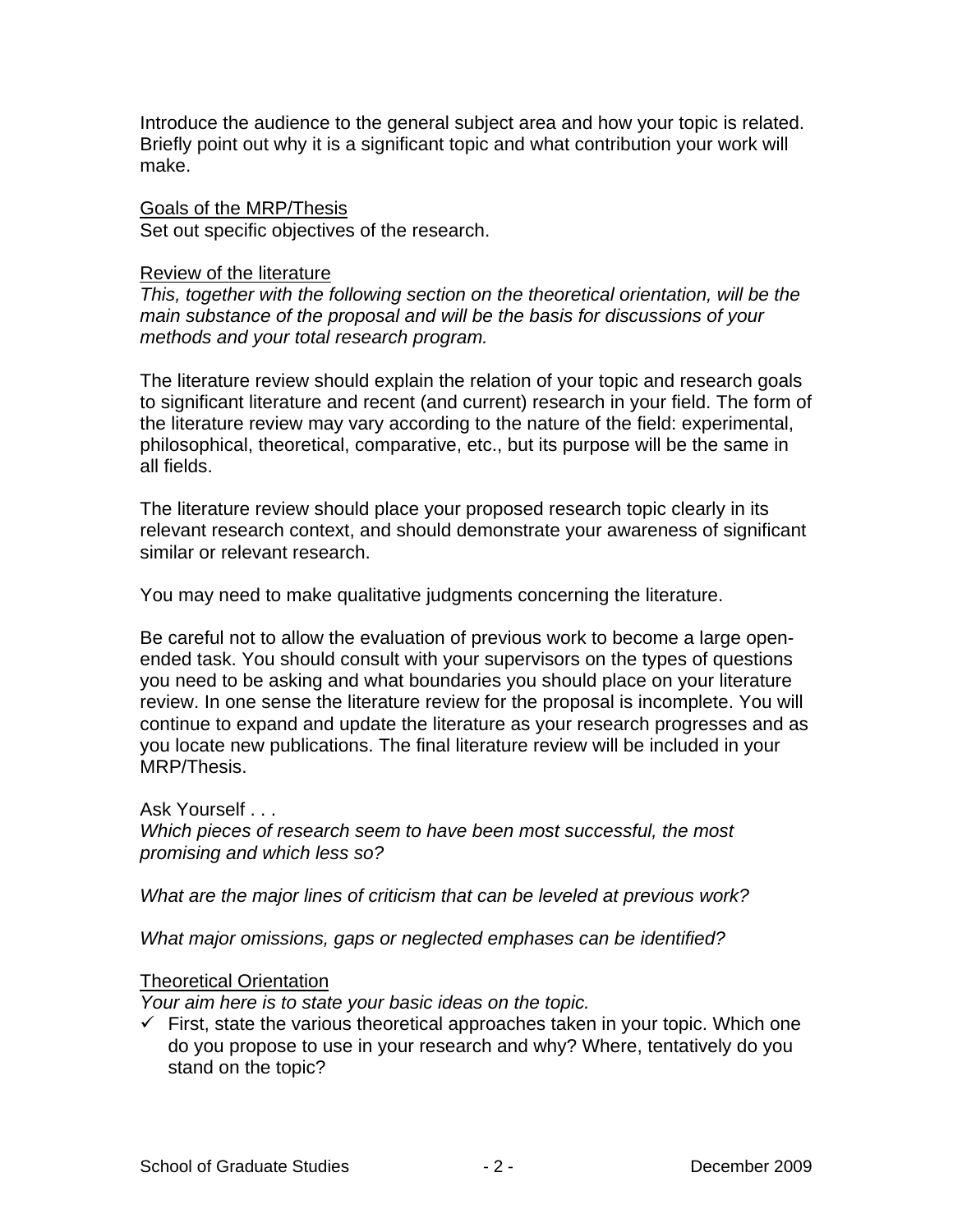Introduce the audience to the general subject area and how your topic is related. Briefly point out why it is a significant topic and what contribution your work will make.

<u>Goals of the MRP/Thesis</u>
Set out specific objectives of the research.

<u>Review of the literature</u>
*This, together with the following section on the theoretical orientation, will be the main substance of the proposal and will be the basis for discussions of your methods and your total research program.*

The literature review should explain the relation of your topic and research goals to significant literature and recent (and current) research in your field. The form of the literature review may vary according to the nature of the field: experimental, philosophical, theoretical, comparative, etc., but its purpose will be the same in all fields.

The literature review should place your proposed research topic clearly in its relevant research context, and should demonstrate your awareness of significant similar or relevant research.

You may need to make qualitative judgments concerning the literature.

Be careful not to allow the evaluation of previous work to become a large open-ended task. You should consult with your supervisors on the types of questions you need to be asking and what boundaries you should place on your literature review. In one sense the literature review for the proposal is incomplete. You will continue to expand and update the literature as your research progresses and as you locate new publications. The final literature review will be included in your MRP/Thesis.

Ask Yourself . . .
*Which pieces of research seem to have been most successful, the most promising and which less so?*

*What are the major lines of criticism that can be leveled at previous work?*

*What major omissions, gaps or neglected emphases can be identified?*

<u>Theoretical Orientation</u>
*Your aim here is to state your basic ideas on the topic.*

- ✓ First, state the various theoretical approaches taken in your topic. Which one do you propose to use in your research and why? Where, tentatively do you stand on the topic?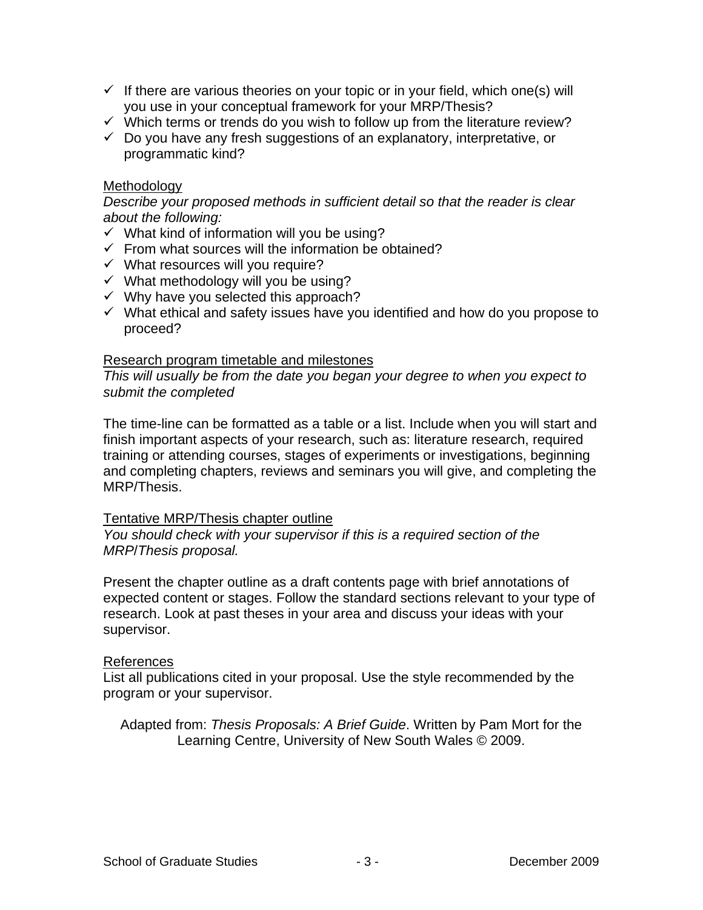- ✓ If there are various theories on your topic or in your field, which one(s) will you use in your conceptual framework for your MRP/Thesis?
- ✓ Which terms or trends do you wish to follow up from the literature review?
- ✓ Do you have any fresh suggestions of an explanatory, interpretative, or programmatic kind?

<u>Methodology</u>

*Describe your proposed methods in sufficient detail so that the reader is clear about the following:*

- ✓ What kind of information will you be using?
- ✓ From what sources will the information be obtained?
- ✓ What resources will you require?
- ✓ What methodology will you be using?
- ✓ Why have you selected this approach?
- ✓ What ethical and safety issues have you identified and how do you propose to proceed?

<u>Research program timetable and milestones</u>

*This will usually be from the date you began your degree to when you expect to submit the completed*

The time-line can be formatted as a table or a list. Include when you will start and finish important aspects of your research, such as: literature research, required training or attending courses, stages of experiments or investigations, beginning and completing chapters, reviews and seminars you will give, and completing the MRP/Thesis.

<u>Tentative MRP/Thesis chapter outline</u>

*You should check with your supervisor if this is a required section of the MRP/Thesis proposal.*

Present the chapter outline as a draft contents page with brief annotations of expected content or stages. Follow the standard sections relevant to your type of research. Look at past theses in your area and discuss your ideas with your supervisor.

<u>References</u>

List all publications cited in your proposal. Use the style recommended by the program or your supervisor.

Adapted from: *Thesis Proposals: A Brief Guide*. Written by Pam Mort for the Learning Centre, University of New South Wales © 2009.